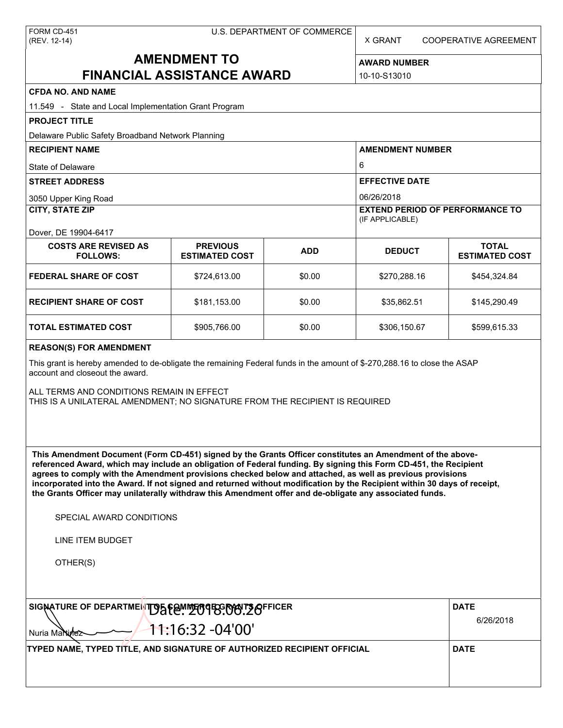FORM CD-451
(REV. 12-14)

U.S. DEPARTMENT OF COMMERCE

X GRANT    COOPERATIVE AGREEMENT

# AMENDMENT TO FINANCIAL ASSISTANCE AWARD

**AWARD NUMBER**
10-10-S13010

**CFDA NO. AND NAME**
11.549 - State and Local Implementation Grant Program

**PROJECT TITLE**
Delaware Public Safety Broadband Network Planning

**RECIPIENT NAME**
State of Delaware

**AMENDMENT NUMBER**
6

**STREET ADDRESS**
3050 Upper King Road

**EFFECTIVE DATE**
06/26/2018

**CITY, STATE ZIP**
Dover, DE 19904-6417

**EXTEND PERIOD OF PERFORMANCE TO** (IF APPLICABLE)

| COSTS ARE REVISED AS FOLLOWS: | PREVIOUS ESTIMATED COST | ADD | DEDUCT | TOTAL ESTIMATED COST |
|---|---|---|---|---|
| FEDERAL SHARE OF COST | $724,613.00 | $0.00 | $270,288.16 | $454,324.84 |
| RECIPIENT SHARE OF COST | $181,153.00 | $0.00 | $35,862.51 | $145,290.49 |
| TOTAL ESTIMATED COST | $905,766.00 | $0.00 | $306,150.67 | $599,615.33 |

**REASON(S) FOR AMENDMENT**

This grant is hereby amended to de-obligate the remaining Federal funds in the amount of $-270,288.16 to close the ASAP account and closeout the award.

ALL TERMS AND CONDITIONS REMAIN IN EFFECT
THIS IS A UNILATERAL AMENDMENT; NO SIGNATURE FROM THE RECIPIENT IS REQUIRED

**This Amendment Document (Form CD-451) signed by the Grants Officer constitutes an Amendment of the above-referenced Award, which may include an obligation of Federal funding. By signing this Form CD-451, the Recipient agrees to comply with the Amendment provisions checked below and attached, as well as previous provisions incorporated into the Award. If not signed and returned without modification by the Recipient within 30 days of receipt, the Grants Officer may unilaterally withdraw this Amendment offer and de-obligate any associated funds.**

SPECIAL AWARD CONDITIONS

LINE ITEM BUDGET

OTHER(S)

**SIGNATURE OF DEPARTMENT OF COMMERCE GRANTS OFFICER**
Nuria Martinez
Date: 2018.06.26 11:16:32 -04'00'

**DATE**
6/26/2018

**TYPED NAME, TYPED TITLE, AND SIGNATURE OF AUTHORIZED RECIPIENT OFFICIAL**

**DATE**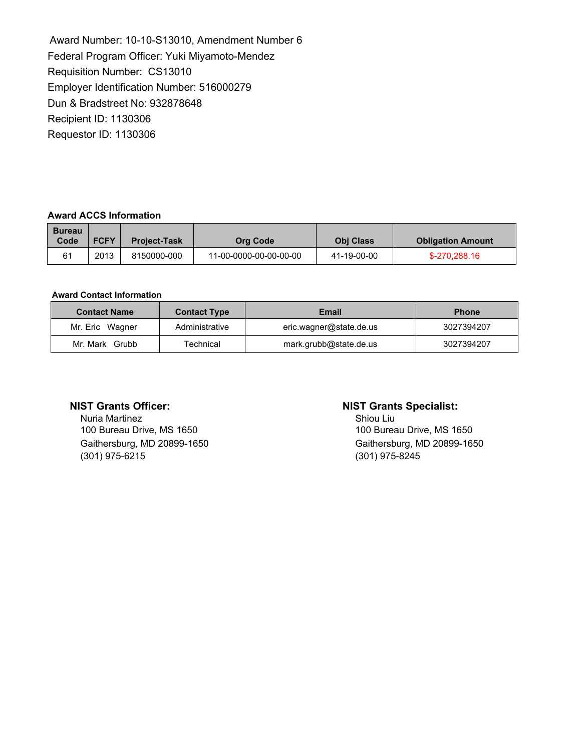Award Number: 10-10-S13010, Amendment Number 6
Federal Program Officer: Yuki Miyamoto-Mendez
Requisition Number: CS13010
Employer Identification Number: 516000279
Dun & Bradstreet No: 932878648
Recipient ID: 1130306
Requestor ID: 1130306

**Award ACCS Information**

| Bureau Code | FCFY | Project-Task | Org Code | Obj Class | Obligation Amount |
|---|---|---|---|---|---|
| 61 | 2013 | 8150000-000 | 11-00-0000-00-00-00-00 | 41-19-00-00 | $-270,288.16 |

**Award Contact Information**

| Contact Name | Contact Type | Email | Phone |
|---|---|---|---|
| Mr. Eric Wagner | Administrative | eric.wagner@state.de.us | 3027394207 |
| Mr. Mark Grubb | Technical | mark.grubb@state.de.us | 3027394207 |

**NIST Grants Officer:**
Nuria Martinez
100 Bureau Drive, MS 1650
Gaithersburg, MD 20899-1650
(301) 975-6215

**NIST Grants Specialist:**
Shiou Liu
100 Bureau Drive, MS 1650
Gaithersburg, MD 20899-1650
(301) 975-8245